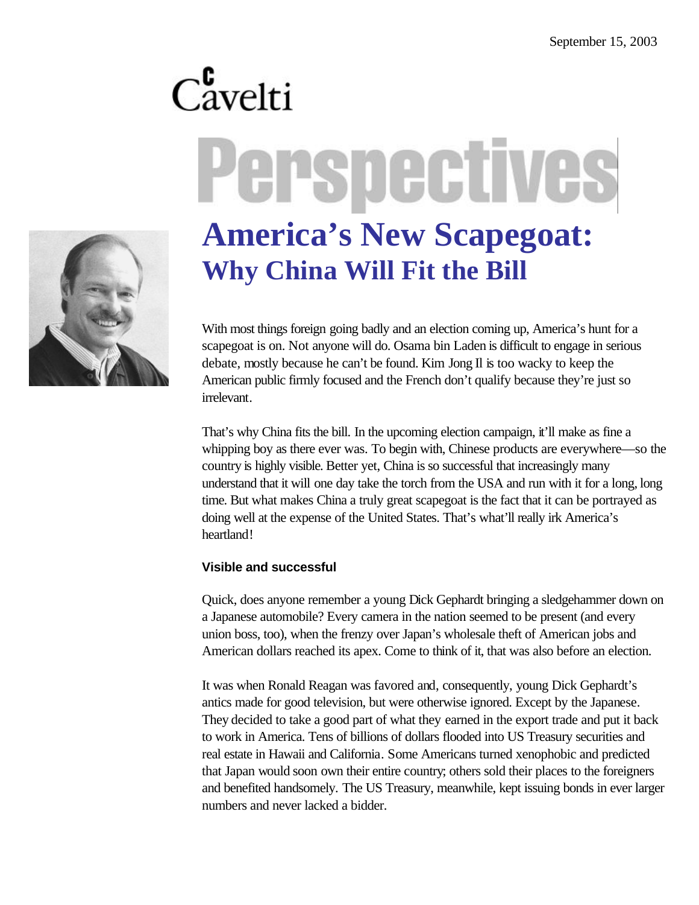September 15, 2003

Cavelti

# Perspectives

# America's New Scapegoat:
## Why China Will Fit the Bill

With most things foreign going badly and an election coming up, America's hunt for a scapegoat is on. Not anyone will do. Osama bin Laden is difficult to engage in serious debate, mostly because he can't be found. Kim Jong Il is too wacky to keep the American public firmly focused and the French don't qualify because they're just so irrelevant.

That's why China fits the bill. In the upcoming election campaign, it'll make as fine a whipping boy as there ever was. To begin with, Chinese products are everywhere—so the country is highly visible. Better yet, China is so successful that increasingly many understand that it will one day take the torch from the USA and run with it for a long, long time. But what makes China a truly great scapegoat is the fact that it can be portrayed as doing well at the expense of the United States. That's what'll really irk America's heartland!

### Visible and successful

Quick, does anyone remember a young Dick Gephardt bringing a sledgehammer down on a Japanese automobile? Every camera in the nation seemed to be present (and every union boss, too), when the frenzy over Japan's wholesale theft of American jobs and American dollars reached its apex. Come to think of it, that was also before an election.

It was when Ronald Reagan was favored and, consequently, young Dick Gephardt's antics made for good television, but were otherwise ignored. Except by the Japanese. They decided to take a good part of what they earned in the export trade and put it back to work in America. Tens of billions of dollars flooded into US Treasury securities and real estate in Hawaii and California. Some Americans turned xenophobic and predicted that Japan would soon own their entire country; others sold their places to the foreigners and benefited handsomely. The US Treasury, meanwhile, kept issuing bonds in ever larger numbers and never lacked a bidder.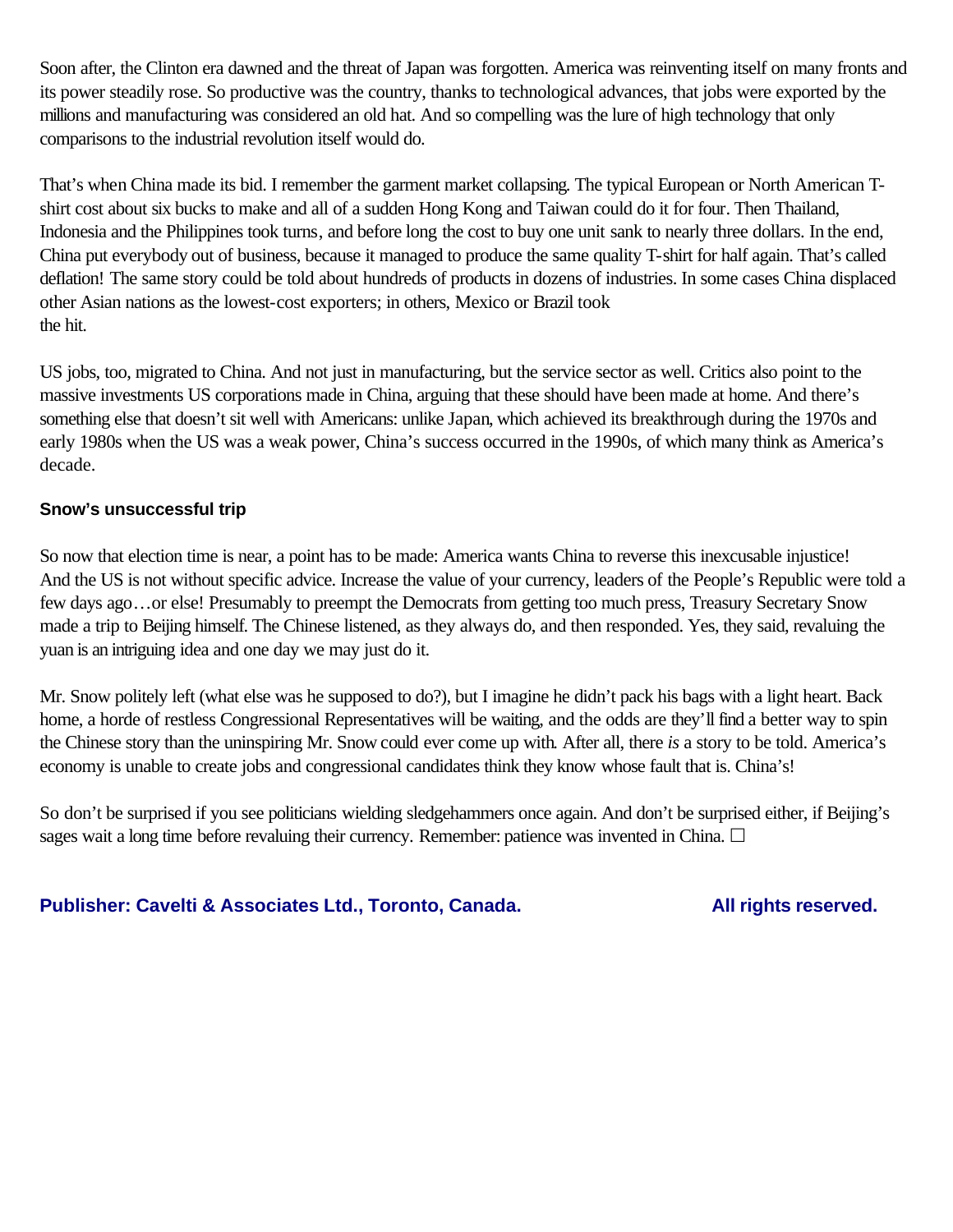Soon after, the Clinton era dawned and the threat of Japan was forgotten. America was reinventing itself on many fronts and its power steadily rose. So productive was the country, thanks to technological advances, that jobs were exported by the millions and manufacturing was considered an old hat. And so compelling was the lure of high technology that only comparisons to the industrial revolution itself would do.

That's when China made its bid. I remember the garment market collapsing. The typical European or North American T-shirt cost about six bucks to make and all of a sudden Hong Kong and Taiwan could do it for four. Then Thailand, Indonesia and the Philippines took turns, and before long the cost to buy one unit sank to nearly three dollars. In the end, China put everybody out of business, because it managed to produce the same quality T-shirt for half again. That's called deflation! The same story could be told about hundreds of products in dozens of industries. In some cases China displaced other Asian nations as the lowest-cost exporters; in others, Mexico or Brazil took the hit.

US jobs, too, migrated to China. And not just in manufacturing, but the service sector as well. Critics also point to the massive investments US corporations made in China, arguing that these should have been made at home. And there's something else that doesn't sit well with Americans: unlike Japan, which achieved its breakthrough during the 1970s and early 1980s when the US was a weak power, China's success occurred in the 1990s, of which many think as America's decade.

**Snow's unsuccessful trip**

So now that election time is near, a point has to be made: America wants China to reverse this inexcusable injustice! And the US is not without specific advice. Increase the value of your currency, leaders of the People's Republic were told a few days ago…or else! Presumably to preempt the Democrats from getting too much press, Treasury Secretary Snow made a trip to Beijing himself. The Chinese listened, as they always do, and then responded. Yes, they said, revaluing the yuan is an intriguing idea and one day we may just do it.

Mr. Snow politely left (what else was he supposed to do?), but I imagine he didn't pack his bags with a light heart. Back home, a horde of restless Congressional Representatives will be waiting, and the odds are they'll find a better way to spin the Chinese story than the uninspiring Mr. Snow could ever come up with. After all, there *is* a story to be told. America's economy is unable to create jobs and congressional candidates think they know whose fault that is. China's!

So don't be surprised if you see politicians wielding sledgehammers once again. And don't be surprised either, if Beijing's sages wait a long time before revaluing their currency. Remember: patience was invented in China. □

**Publisher: Cavelti & Associates Ltd., Toronto, Canada. All rights reserved.**